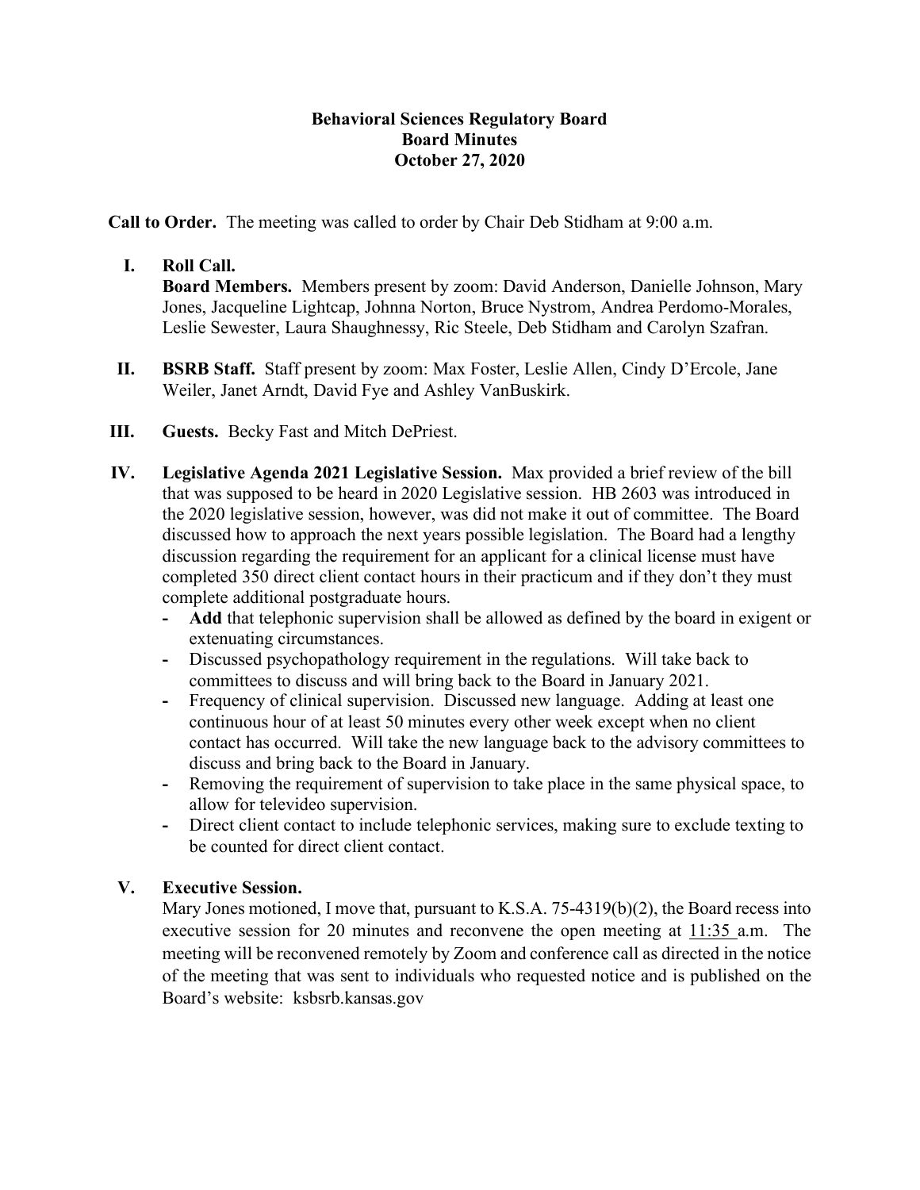**Behavioral Sciences Regulatory Board**
**Board Minutes**
**October 27, 2020**

**Call to Order.** The meeting was called to order by Chair Deb Stidham at 9:00 a.m.

**I. Roll Call.**
**Board Members.** Members present by zoom: David Anderson, Danielle Johnson, Mary Jones, Jacqueline Lightcap, Johnna Norton, Bruce Nystrom, Andrea Perdomo-Morales, Leslie Sewester, Laura Shaughnessy, Ric Steele, Deb Stidham and Carolyn Szafran.

**II. BSRB Staff.** Staff present by zoom: Max Foster, Leslie Allen, Cindy D'Ercole, Jane Weiler, Janet Arndt, David Fye and Ashley VanBuskirk.

**III. Guests.** Becky Fast and Mitch DePriest.

**IV. Legislative Agenda 2021 Legislative Session.** Max provided a brief review of the bill that was supposed to be heard in 2020 Legislative session. HB 2603 was introduced in the 2020 legislative session, however, was did not make it out of committee. The Board discussed how to approach the next years possible legislation. The Board had a lengthy discussion regarding the requirement for an applicant for a clinical license must have completed 350 direct client contact hours in their practicum and if they don't they must complete additional postgraduate hours.

- **Add** that telephonic supervision shall be allowed as defined by the board in exigent or extenuating circumstances.
- Discussed psychopathology requirement in the regulations. Will take back to committees to discuss and will bring back to the Board in January 2021.
- Frequency of clinical supervision. Discussed new language. Adding at least one continuous hour of at least 50 minutes every other week except when no client contact has occurred. Will take the new language back to the advisory committees to discuss and bring back to the Board in January.
- Removing the requirement of supervision to take place in the same physical space, to allow for televideo supervision.
- Direct client contact to include telephonic services, making sure to exclude texting to be counted for direct client contact.

**V. Executive Session.**
Mary Jones motioned, I move that, pursuant to K.S.A. 75-4319(b)(2), the Board recess into executive session for 20 minutes and reconvene the open meeting at 11:35 a.m. The meeting will be reconvened remotely by Zoom and conference call as directed in the notice of the meeting that was sent to individuals who requested notice and is published on the Board's website: ksbsrb.kansas.gov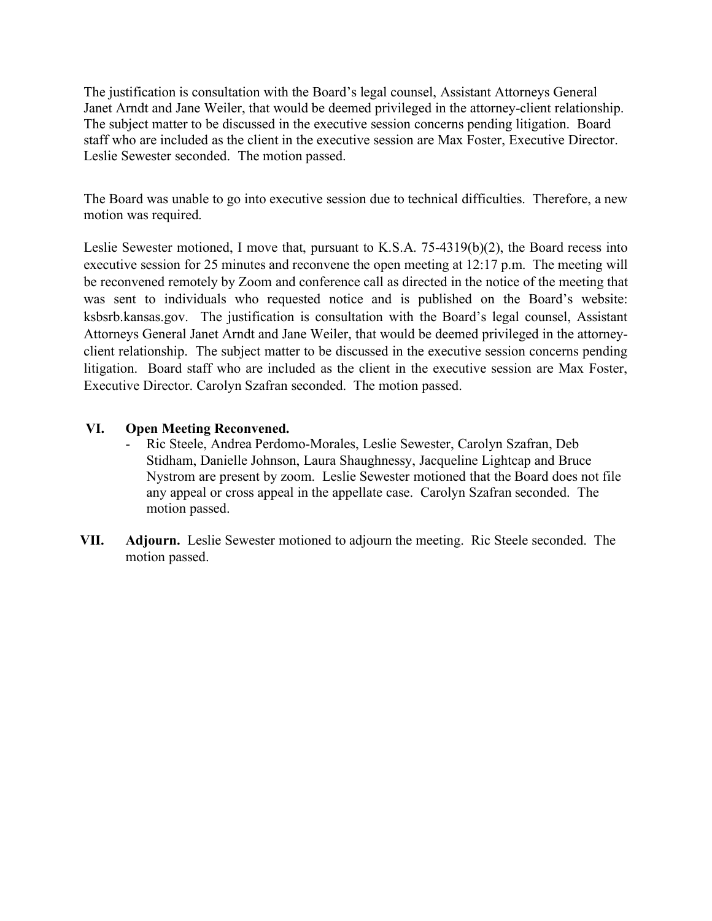The justification is consultation with the Board's legal counsel, Assistant Attorneys General Janet Arndt and Jane Weiler, that would be deemed privileged in the attorney-client relationship. The subject matter to be discussed in the executive session concerns pending litigation. Board staff who are included as the client in the executive session are Max Foster, Executive Director. Leslie Sewester seconded. The motion passed.

The Board was unable to go into executive session due to technical difficulties. Therefore, a new motion was required.

Leslie Sewester motioned, I move that, pursuant to K.S.A. 75-4319(b)(2), the Board recess into executive session for 25 minutes and reconvene the open meeting at 12:17 p.m. The meeting will be reconvened remotely by Zoom and conference call as directed in the notice of the meeting that was sent to individuals who requested notice and is published on the Board's website: ksbsrb.kansas.gov. The justification is consultation with the Board's legal counsel, Assistant Attorneys General Janet Arndt and Jane Weiler, that would be deemed privileged in the attorney-client relationship. The subject matter to be discussed in the executive session concerns pending litigation. Board staff who are included as the client in the executive session are Max Foster, Executive Director. Carolyn Szafran seconded. The motion passed.

**VI. Open Meeting Reconvened.**

- Ric Steele, Andrea Perdomo-Morales, Leslie Sewester, Carolyn Szafran, Deb Stidham, Danielle Johnson, Laura Shaughnessy, Jacqueline Lightcap and Bruce Nystrom are present by zoom. Leslie Sewester motioned that the Board does not file any appeal or cross appeal in the appellate case. Carolyn Szafran seconded. The motion passed.

**VII. Adjourn.** Leslie Sewester motioned to adjourn the meeting. Ric Steele seconded. The motion passed.